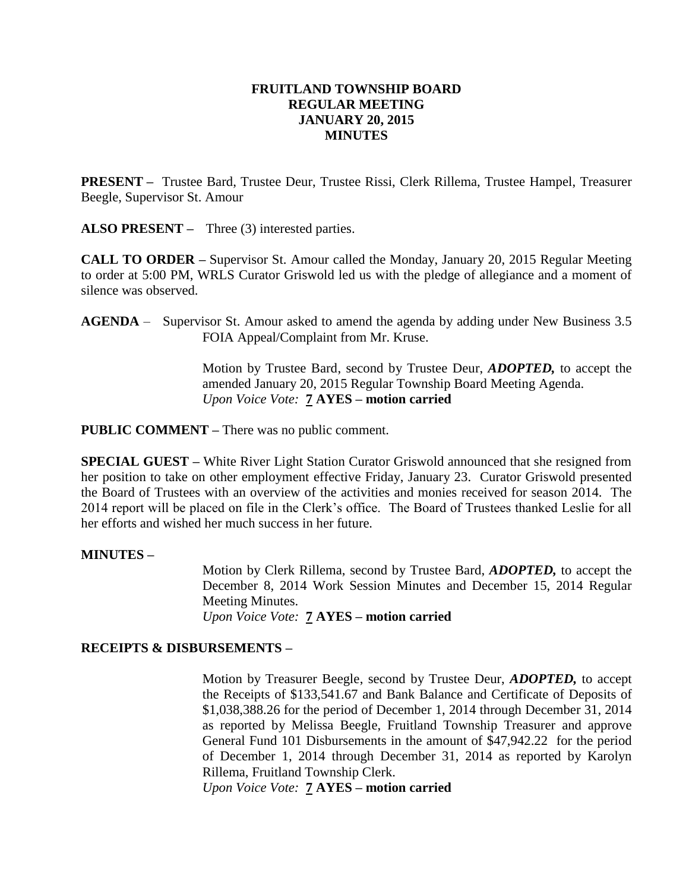# FRUITLAND TOWNSHIP BOARD
## REGULAR MEETING
## JANUARY 20, 2015
## MINUTES

**PRESENT –** Trustee Bard, Trustee Deur, Trustee Rissi, Clerk Rillema, Trustee Hampel, Treasurer Beegle, Supervisor St. Amour

**ALSO PRESENT –** Three (3) interested parties.

**CALL TO ORDER –** Supervisor St. Amour called the Monday, January 20, 2015 Regular Meeting to order at 5:00 PM, WRLS Curator Griswold led us with the pledge of allegiance and a moment of silence was observed.

**AGENDA** – Supervisor St. Amour asked to amend the agenda by adding under New Business 3.5 FOIA Appeal/Complaint from Mr. Kruse.

Motion by Trustee Bard, second by Trustee Deur, ***ADOPTED,*** to accept the amended January 20, 2015 Regular Township Board Meeting Agenda.
*Upon Voice Vote:* **7 AYES – motion carried**

**PUBLIC COMMENT –** There was no public comment.

**SPECIAL GUEST –** White River Light Station Curator Griswold announced that she resigned from her position to take on other employment effective Friday, January 23. Curator Griswold presented the Board of Trustees with an overview of the activities and monies received for season 2014. The 2014 report will be placed on file in the Clerk's office. The Board of Trustees thanked Leslie for all her efforts and wished her much success in her future.

**MINUTES –**

Motion by Clerk Rillema, second by Trustee Bard, ***ADOPTED,*** to accept the December 8, 2014 Work Session Minutes and December 15, 2014 Regular Meeting Minutes.
*Upon Voice Vote:* **7 AYES – motion carried**

**RECEIPTS & DISBURSEMENTS –**

Motion by Treasurer Beegle, second by Trustee Deur, ***ADOPTED,*** to accept the Receipts of $133,541.67 and Bank Balance and Certificate of Deposits of $1,038,388.26 for the period of December 1, 2014 through December 31, 2014 as reported by Melissa Beegle, Fruitland Township Treasurer and approve General Fund 101 Disbursements in the amount of $47,942.22 for the period of December 1, 2014 through December 31, 2014 as reported by Karolyn Rillema, Fruitland Township Clerk.
*Upon Voice Vote:* **7 AYES – motion carried**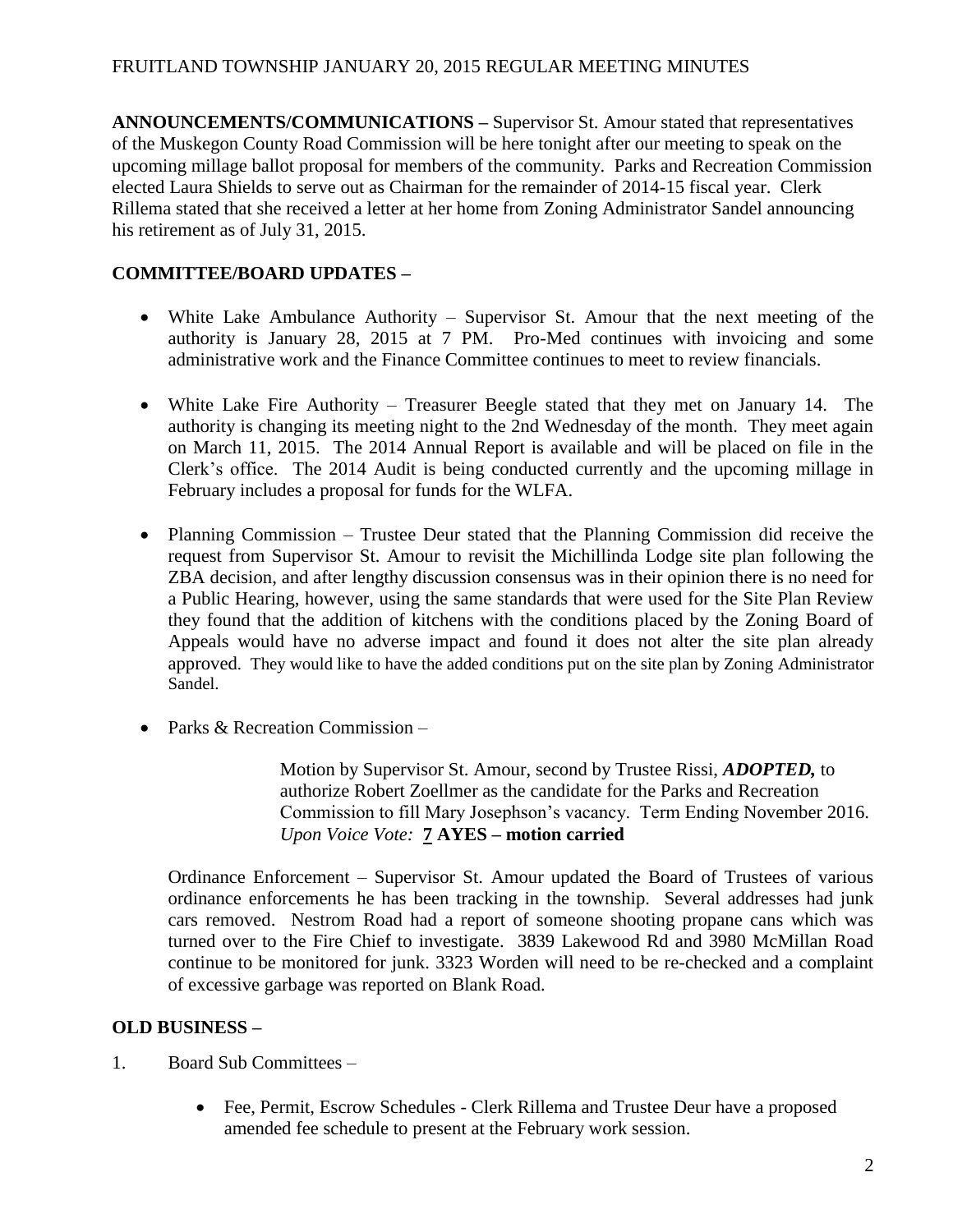**ANNOUNCEMENTS/COMMUNICATIONS –** Supervisor St. Amour stated that representatives of the Muskegon County Road Commission will be here tonight after our meeting to speak on the upcoming millage ballot proposal for members of the community. Parks and Recreation Commission elected Laura Shields to serve out as Chairman for the remainder of 2014-15 fiscal year. Clerk Rillema stated that she received a letter at her home from Zoning Administrator Sandel announcing his retirement as of July 31, 2015.

**COMMITTEE/BOARD UPDATES –**

- White Lake Ambulance Authority – Supervisor St. Amour that the next meeting of the authority is January 28, 2015 at 7 PM. Pro-Med continues with invoicing and some administrative work and the Finance Committee continues to meet to review financials.

- White Lake Fire Authority – Treasurer Beegle stated that they met on January 14. The authority is changing its meeting night to the 2nd Wednesday of the month. They meet again on March 11, 2015. The 2014 Annual Report is available and will be placed on file in the Clerk's office. The 2014 Audit is being conducted currently and the upcoming millage in February includes a proposal for funds for the WLFA.

- Planning Commission – Trustee Deur stated that the Planning Commission did receive the request from Supervisor St. Amour to revisit the Michillinda Lodge site plan following the ZBA decision, and after lengthy discussion consensus was in their opinion there is no need for a Public Hearing, however, using the same standards that were used for the Site Plan Review they found that the addition of kitchens with the conditions placed by the Zoning Board of Appeals would have no adverse impact and found it does not alter the site plan already approved. They would like to have the added conditions put on the site plan by Zoning Administrator Sandel.

- Parks & Recreation Commission –

  Motion by Supervisor St. Amour, second by Trustee Rissi, ***ADOPTED,*** to authorize Robert Zoellmer as the candidate for the Parks and Recreation Commission to fill Mary Josephson's vacancy. Term Ending November 2016.
  *Upon Voice Vote:* **7 AYES – motion carried**

Ordinance Enforcement – Supervisor St. Amour updated the Board of Trustees of various ordinance enforcements he has been tracking in the township. Several addresses had junk cars removed. Nestrom Road had a report of someone shooting propane cans which was turned over to the Fire Chief to investigate. 3839 Lakewood Rd and 3980 McMillan Road continue to be monitored for junk. 3323 Worden will need to be re-checked and a complaint of excessive garbage was reported on Blank Road.

**OLD BUSINESS –**

1. Board Sub Committees –

   - Fee, Permit, Escrow Schedules - Clerk Rillema and Trustee Deur have a proposed amended fee schedule to present at the February work session.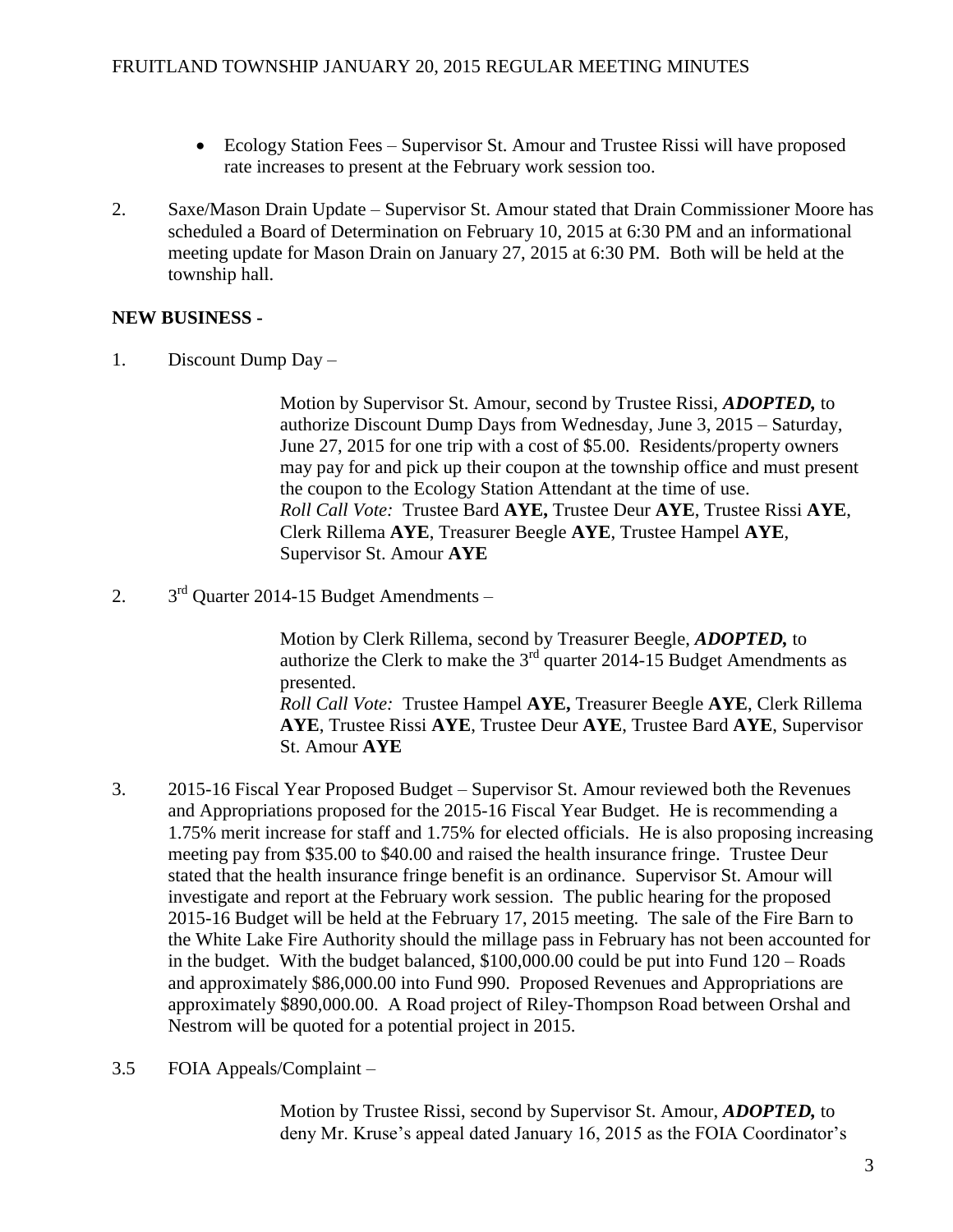- Ecology Station Fees – Supervisor St. Amour and Trustee Rissi will have proposed rate increases to present at the February work session too.

2. Saxe/Mason Drain Update – Supervisor St. Amour stated that Drain Commissioner Moore has scheduled a Board of Determination on February 10, 2015 at 6:30 PM and an informational meeting update for Mason Drain on January 27, 2015 at 6:30 PM. Both will be held at the township hall.

**NEW BUSINESS -**

1. Discount Dump Day –

   Motion by Supervisor St. Amour, second by Trustee Rissi, ***ADOPTED,*** to authorize Discount Dump Days from Wednesday, June 3, 2015 – Saturday, June 27, 2015 for one trip with a cost of $5.00. Residents/property owners may pay for and pick up their coupon at the township office and must present the coupon to the Ecology Station Attendant at the time of use.
   *Roll Call Vote:* Trustee Bard **AYE,** Trustee Deur **AYE**, Trustee Rissi **AYE**, Clerk Rillema **AYE**, Treasurer Beegle **AYE**, Trustee Hampel **AYE**, Supervisor St. Amour **AYE**

2. 3rd Quarter 2014-15 Budget Amendments –

   Motion by Clerk Rillema, second by Treasurer Beegle, ***ADOPTED,*** to authorize the Clerk to make the 3rd quarter 2014-15 Budget Amendments as presented.
   *Roll Call Vote:* Trustee Hampel **AYE,** Treasurer Beegle **AYE**, Clerk Rillema **AYE**, Trustee Rissi **AYE**, Trustee Deur **AYE**, Trustee Bard **AYE**, Supervisor St. Amour **AYE**

3. 2015-16 Fiscal Year Proposed Budget – Supervisor St. Amour reviewed both the Revenues and Appropriations proposed for the 2015-16 Fiscal Year Budget. He is recommending a 1.75% merit increase for staff and 1.75% for elected officials. He is also proposing increasing meeting pay from $35.00 to $40.00 and raised the health insurance fringe. Trustee Deur stated that the health insurance fringe benefit is an ordinance. Supervisor St. Amour will investigate and report at the February work session. The public hearing for the proposed 2015-16 Budget will be held at the February 17, 2015 meeting. The sale of the Fire Barn to the White Lake Fire Authority should the millage pass in February has not been accounted for in the budget. With the budget balanced, $100,000.00 could be put into Fund 120 – Roads and approximately $86,000.00 into Fund 990. Proposed Revenues and Appropriations are approximately $890,000.00. A Road project of Riley-Thompson Road between Orshal and Nestrom will be quoted for a potential project in 2015.

3.5 FOIA Appeals/Complaint –

   Motion by Trustee Rissi, second by Supervisor St. Amour, ***ADOPTED,*** to deny Mr. Kruse's appeal dated January 16, 2015 as the FOIA Coordinator's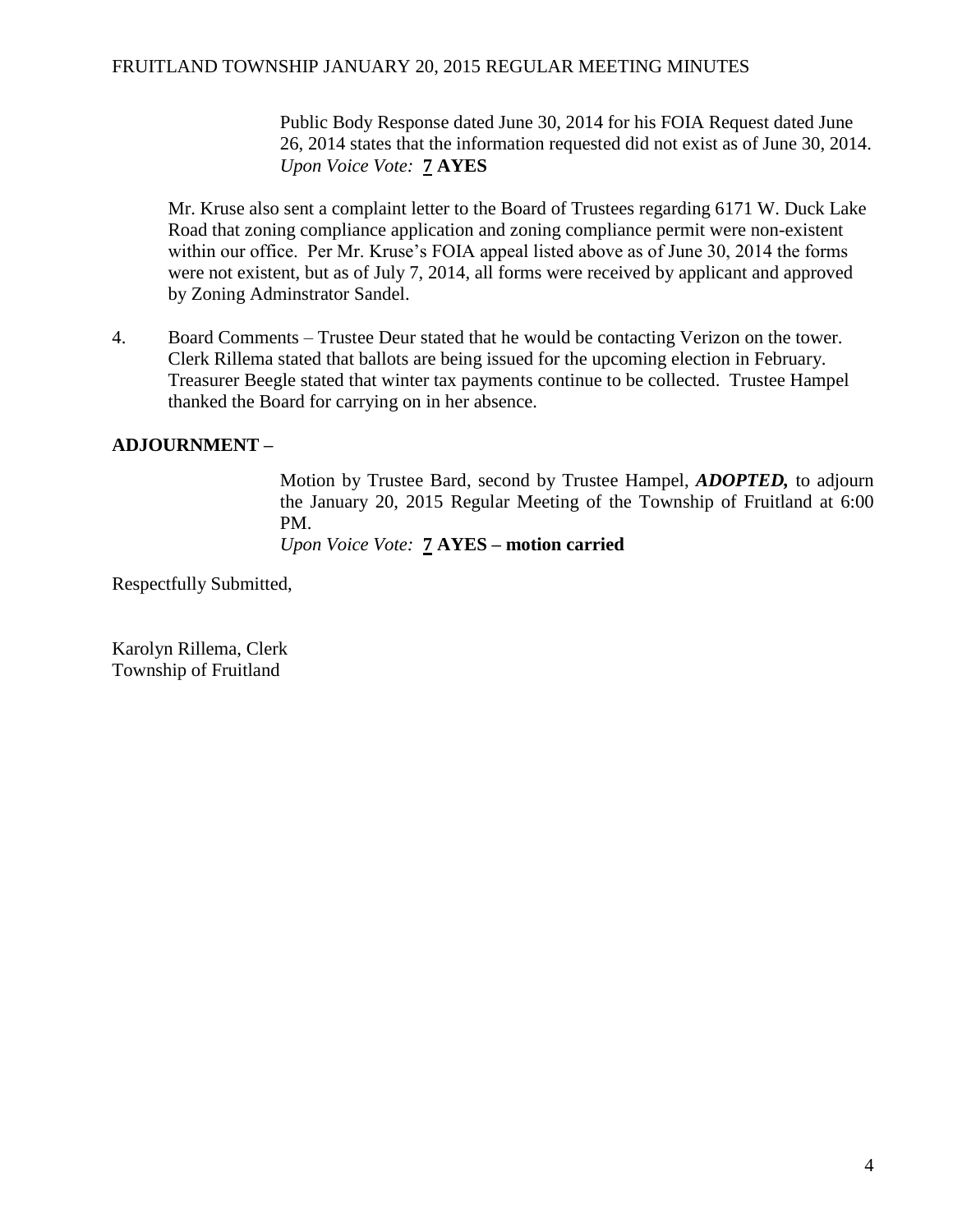Public Body Response dated June 30, 2014 for his FOIA Request dated June 26, 2014 states that the information requested did not exist as of June 30, 2014.
*Upon Voice Vote:* **7 AYES**

Mr. Kruse also sent a complaint letter to the Board of Trustees regarding 6171 W. Duck Lake Road that zoning compliance application and zoning compliance permit were non-existent within our office. Per Mr. Kruse's FOIA appeal listed above as of June 30, 2014 the forms were not existent, but as of July 7, 2014, all forms were received by applicant and approved by Zoning Adminstrator Sandel.

4. Board Comments – Trustee Deur stated that he would be contacting Verizon on the tower. Clerk Rillema stated that ballots are being issued for the upcoming election in February. Treasurer Beegle stated that winter tax payments continue to be collected. Trustee Hampel thanked the Board for carrying on in her absence.

**ADJOURNMENT –**

Motion by Trustee Bard, second by Trustee Hampel, ***ADOPTED,*** to adjourn the January 20, 2015 Regular Meeting of the Township of Fruitland at 6:00 PM.
*Upon Voice Vote:* **7 AYES – motion carried**

Respectfully Submitted,

Karolyn Rillema, Clerk
Township of Fruitland